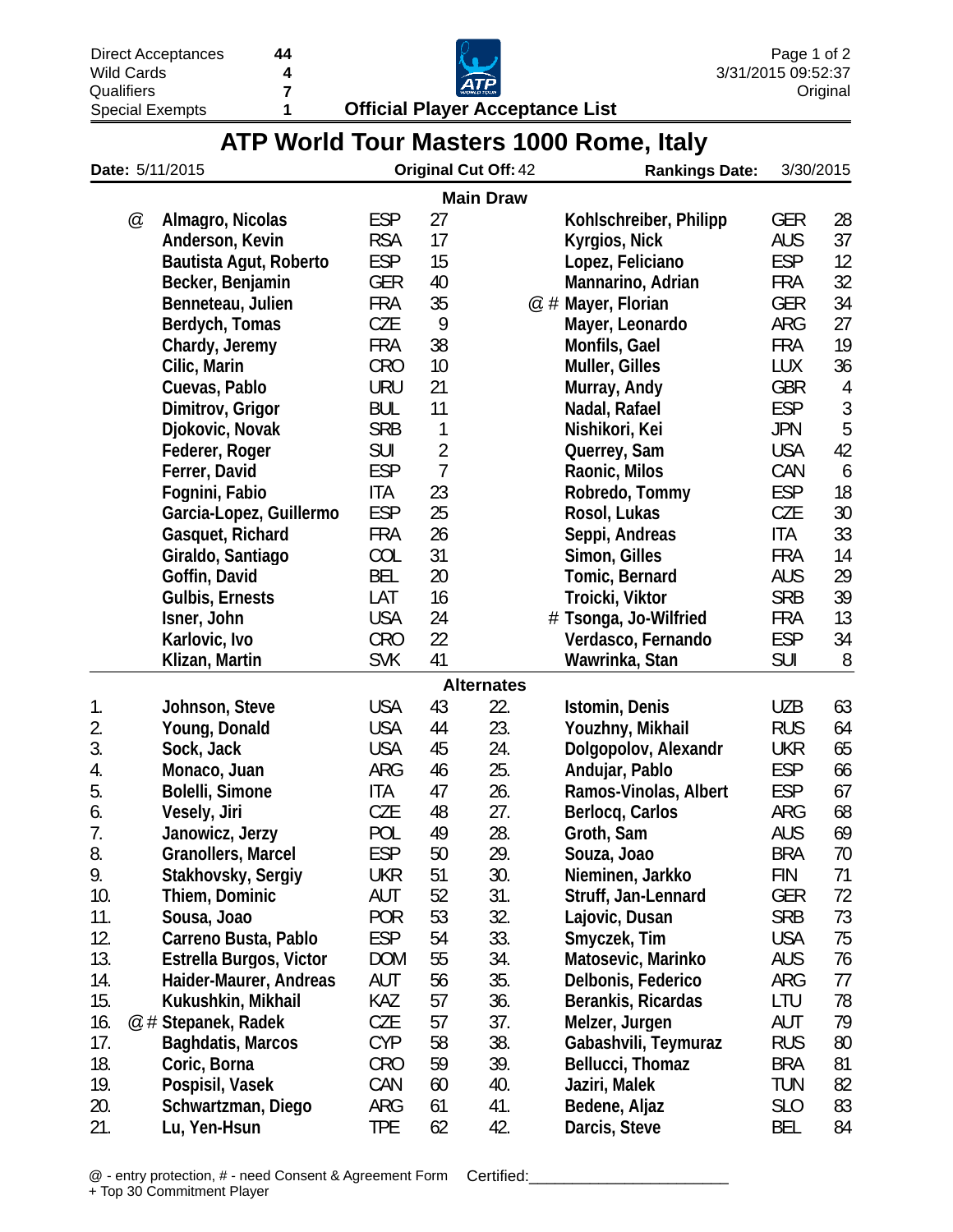| | |
|---|---|
| Direct Acceptances | 44 |
| Wild Cards | 4 |
| Qualifiers | 7 |
| Special Exempts | 1 |

3/31/2015 09:52:37
Original

**Official Player Acceptance List**

# ATP World Tour Masters 1000 Rome, Italy

**Date:** 5/11/2015 **Original Cut Off:** 42 **Rankings Date:** 3/30/2015

## Main Draw

| | Player | Nat | Rank | | Player | Nat | Rank |
|---|---|---|---|---|---|---|---|
| @ | Almagro, Nicolas | ESP | 27 | | Kohlschreiber, Philipp | GER | 28 |
| | Anderson, Kevin | RSA | 17 | | Kyrgios, Nick | AUS | 37 |
| | Bautista Agut, Roberto | ESP | 15 | | Lopez, Feliciano | ESP | 12 |
| | Becker, Benjamin | GER | 40 | | Mannarino, Adrian | FRA | 32 |
| | Benneteau, Julien | FRA | 35 | @ # | Mayer, Florian | GER | 34 |
| | Berdych, Tomas | CZE | 9 | | Mayer, Leonardo | ARG | 27 |
| | Chardy, Jeremy | FRA | 38 | | Monfils, Gael | FRA | 19 |
| | Cilic, Marin | CRO | 10 | | Muller, Gilles | LUX | 36 |
| | Cuevas, Pablo | URU | 21 | | Murray, Andy | GBR | 4 |
| | Dimitrov, Grigor | BUL | 11 | | Nadal, Rafael | ESP | 3 |
| | Djokovic, Novak | SRB | 1 | | Nishikori, Kei | JPN | 5 |
| | Federer, Roger | SUI | 2 | | Querrey, Sam | USA | 42 |
| | Ferrer, David | ESP | 7 | | Raonic, Milos | CAN | 6 |
| | Fognini, Fabio | ITA | 23 | | Robredo, Tommy | ESP | 18 |
| | Garcia-Lopez, Guillermo | ESP | 25 | | Rosol, Lukas | CZE | 30 |
| | Gasquet, Richard | FRA | 26 | | Seppi, Andreas | ITA | 33 |
| | Giraldo, Santiago | COL | 31 | | Simon, Gilles | FRA | 14 |
| | Goffin, David | BEL | 20 | | Tomic, Bernard | AUS | 29 |
| | Gulbis, Ernests | LAT | 16 | | Troicki, Viktor | SRB | 39 |
| | Isner, John | USA | 24 | # | Tsonga, Jo-Wilfried | FRA | 13 |
| | Karlovic, Ivo | CRO | 22 | | Verdasco, Fernando | ESP | 34 |
| | Klizan, Martin | SVK | 41 | | Wawrinka, Stan | SUI | 8 |

## Alternates

| # | Player | Nat | Rank | # | Player | Nat | Rank |
|---|---|---|---|---|---|---|---|
| 1. | Johnson, Steve | USA | 43 | 22. | Istomin, Denis | UZB | 63 |
| 2. | Young, Donald | USA | 44 | 23. | Youzhny, Mikhail | RUS | 64 |
| 3. | Sock, Jack | USA | 45 | 24. | Dolgopolov, Alexandr | UKR | 65 |
| 4. | Monaco, Juan | ARG | 46 | 25. | Andujar, Pablo | ESP | 66 |
| 5. | Bolelli, Simone | ITA | 47 | 26. | Ramos-Vinolas, Albert | ESP | 67 |
| 6. | Vesely, Jiri | CZE | 48 | 27. | Berlocq, Carlos | ARG | 68 |
| 7. | Janowicz, Jerzy | POL | 49 | 28. | Groth, Sam | AUS | 69 |
| 8. | Granollers, Marcel | ESP | 50 | 29. | Souza, Joao | BRA | 70 |
| 9. | Stakhovsky, Sergiy | UKR | 51 | 30. | Nieminen, Jarkko | FIN | 71 |
| 10. | Thiem, Dominic | AUT | 52 | 31. | Struff, Jan-Lennard | GER | 72 |
| 11. | Sousa, Joao | POR | 53 | 32. | Lajovic, Dusan | SRB | 73 |
| 12. | Carreno Busta, Pablo | ESP | 54 | 33. | Smyczek, Tim | USA | 75 |
| 13. | Estrella Burgos, Victor | DOM | 55 | 34. | Matosevic, Marinko | AUS | 76 |
| 14. | Haider-Maurer, Andreas | AUT | 56 | 35. | Delbonis, Federico | ARG | 77 |
| 15. | Kukushkin, Mikhail | KAZ | 57 | 36. | Berankis, Ricardas | LTU | 78 |
| 16. | @ # Stepanek, Radek | CZE | 57 | 37. | Melzer, Jurgen | AUT | 79 |
| 17. | Baghdatis, Marcos | CYP | 58 | 38. | Gabashvili, Teymuraz | RUS | 80 |
| 18. | Coric, Borna | CRO | 59 | 39. | Bellucci, Thomaz | BRA | 81 |
| 19. | Pospisil, Vasek | CAN | 60 | 40. | Jaziri, Malek | TUN | 82 |
| 20. | Schwartzman, Diego | ARG | 61 | 41. | Bedene, Aljaz | SLO | 83 |
| 21. | Lu, Yen-Hsun | TPE | 62 | 42. | Darcis, Steve | BEL | 84 |

@ - entry protection, # - need Consent & Agreement Form Certified:______________________
+ Top 30 Commitment Player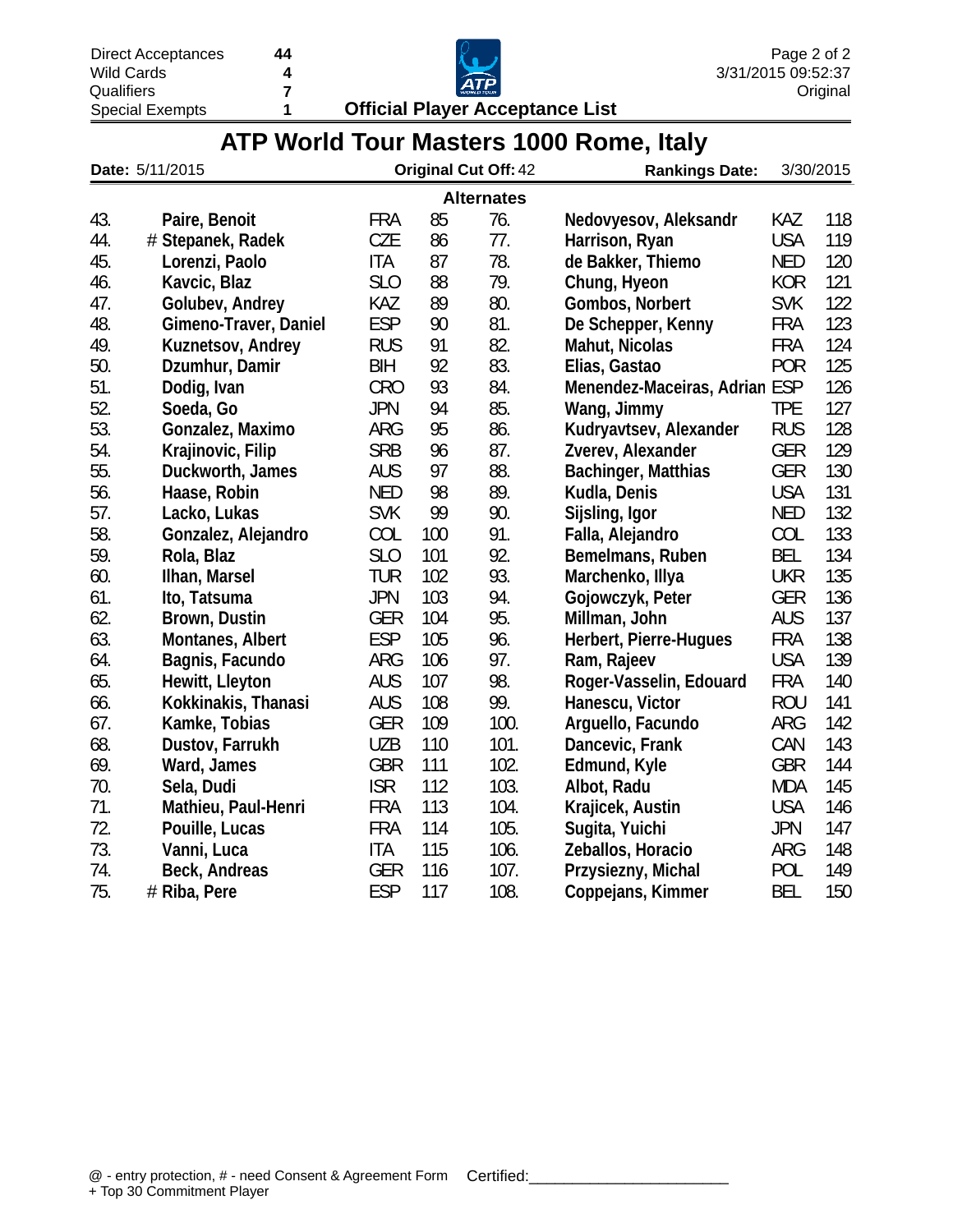| | |
|---|---|
| Direct Acceptances | 44 |
| Wild Cards | 4 |
| Qualifiers | 7 |
| Special Exempts | 1 |

3/31/2015 09:52:37
Original

**Official Player Acceptance List**

# ATP World Tour Masters 1000 Rome, Italy

**Date:** 5/11/2015 **Original Cut Off:** 42 **Rankings Date:** 3/30/2015

## Alternates

| | | | | | | | |
|---|---|---|---|---|---|---|---|
| 43. | Paire, Benoit | FRA | 85 | 76. | Nedovyesov, Aleksandr | KAZ | 118 |
| 44. | # Stepanek, Radek | CZE | 86 | 77. | Harrison, Ryan | USA | 119 |
| 45. | Lorenzi, Paolo | ITA | 87 | 78. | de Bakker, Thiemo | NED | 120 |
| 46. | Kavcic, Blaz | SLO | 88 | 79. | Chung, Hyeon | KOR | 121 |
| 47. | Golubev, Andrey | KAZ | 89 | 80. | Gombos, Norbert | SVK | 122 |
| 48. | Gimeno-Traver, Daniel | ESP | 90 | 81. | De Schepper, Kenny | FRA | 123 |
| 49. | Kuznetsov, Andrey | RUS | 91 | 82. | Mahut, Nicolas | FRA | 124 |
| 50. | Dzumhur, Damir | BIH | 92 | 83. | Elias, Gastao | POR | 125 |
| 51. | Dodig, Ivan | CRO | 93 | 84. | Menendez-Maceiras, Adrian | ESP | 126 |
| 52. | Soeda, Go | JPN | 94 | 85. | Wang, Jimmy | TPE | 127 |
| 53. | Gonzalez, Maximo | ARG | 95 | 86. | Kudryavtsev, Alexander | RUS | 128 |
| 54. | Krajinovic, Filip | SRB | 96 | 87. | Zverev, Alexander | GER | 129 |
| 55. | Duckworth, James | AUS | 97 | 88. | Bachinger, Matthias | GER | 130 |
| 56. | Haase, Robin | NED | 98 | 89. | Kudla, Denis | USA | 131 |
| 57. | Lacko, Lukas | SVK | 99 | 90. | Sijsling, Igor | NED | 132 |
| 58. | Gonzalez, Alejandro | COL | 100 | 91. | Falla, Alejandro | COL | 133 |
| 59. | Rola, Blaz | SLO | 101 | 92. | Bemelmans, Ruben | BEL | 134 |
| 60. | Ilhan, Marsel | TUR | 102 | 93. | Marchenko, Illya | UKR | 135 |
| 61. | Ito, Tatsuma | JPN | 103 | 94. | Gojowczyk, Peter | GER | 136 |
| 62. | Brown, Dustin | GER | 104 | 95. | Millman, John | AUS | 137 |
| 63. | Montanes, Albert | ESP | 105 | 96. | Herbert, Pierre-Hugues | FRA | 138 |
| 64. | Bagnis, Facundo | ARG | 106 | 97. | Ram, Rajeev | USA | 139 |
| 65. | Hewitt, Lleyton | AUS | 107 | 98. | Roger-Vasselin, Edouard | FRA | 140 |
| 66. | Kokkinakis, Thanasi | AUS | 108 | 99. | Hanescu, Victor | ROU | 141 |
| 67. | Kamke, Tobias | GER | 109 | 100. | Arguello, Facundo | ARG | 142 |
| 68. | Dustov, Farrukh | UZB | 110 | 101. | Dancevic, Frank | CAN | 143 |
| 69. | Ward, James | GBR | 111 | 102. | Edmund, Kyle | GBR | 144 |
| 70. | Sela, Dudi | ISR | 112 | 103. | Albot, Radu | MDA | 145 |
| 71. | Mathieu, Paul-Henri | FRA | 113 | 104. | Krajicek, Austin | USA | 146 |
| 72. | Pouille, Lucas | FRA | 114 | 105. | Sugita, Yuichi | JPN | 147 |
| 73. | Vanni, Luca | ITA | 115 | 106. | Zeballos, Horacio | ARG | 148 |
| 74. | Beck, Andreas | GER | 116 | 107. | Przysiezny, Michal | POL | 149 |
| 75. | # Riba, Pere | ESP | 117 | 108. | Coppejans, Kimmer | BEL | 150 |

@ - entry protection, # - need Consent & Agreement Form Certified:________________________
+ Top 30 Commitment Player